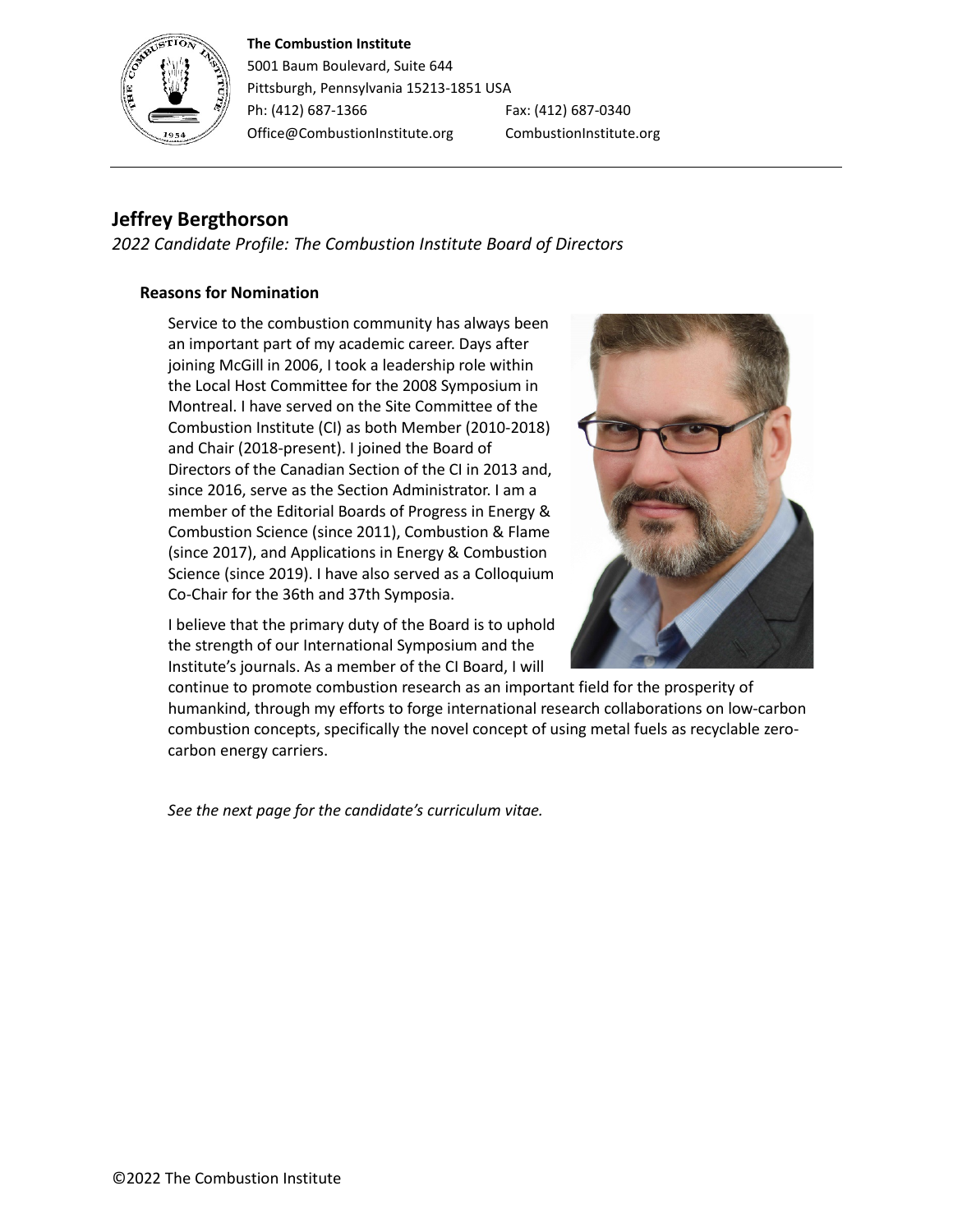**The Combustion Institute**
5001 Baum Boulevard, Suite 644
Pittsburgh, Pennsylvania 15213-1851 USA
Ph: (412) 687-1366 Fax: (412) 687-0340
Office@CombustionInstitute.org CombustionInstitute.org

## Jeffrey Bergthorson

*2022 Candidate Profile: The Combustion Institute Board of Directors*

### Reasons for Nomination

Service to the combustion community has always been an important part of my academic career. Days after joining McGill in 2006, I took a leadership role within the Local Host Committee for the 2008 Symposium in Montreal. I have served on the Site Committee of the Combustion Institute (CI) as both Member (2010-2018) and Chair (2018-present). I joined the Board of Directors of the Canadian Section of the CI in 2013 and, since 2016, serve as the Section Administrator. I am a member of the Editorial Boards of Progress in Energy & Combustion Science (since 2011), Combustion & Flame (since 2017), and Applications in Energy & Combustion Science (since 2019). I have also served as a Colloquium Co-Chair for the 36th and 37th Symposia.

I believe that the primary duty of the Board is to uphold the strength of our International Symposium and the Institute's journals. As a member of the CI Board, I will continue to promote combustion research as an important field for the prosperity of humankind, through my efforts to forge international research collaborations on low-carbon combustion concepts, specifically the novel concept of using metal fuels as recyclable zero-carbon energy carriers.

*See the next page for the candidate's curriculum vitae.*

©2022 The Combustion Institute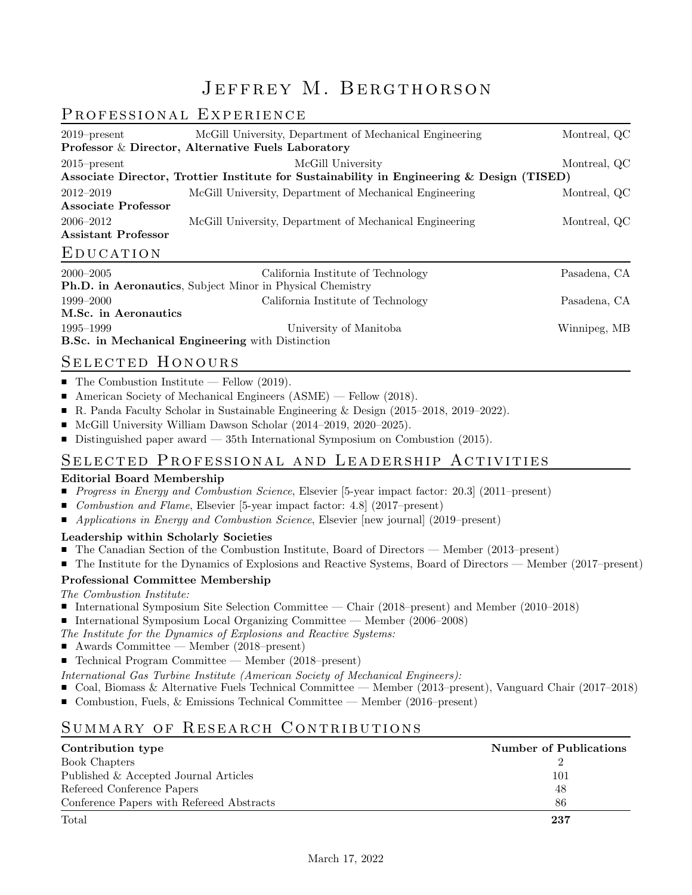# Jeffrey M. Bergthorson

## Professional Experience

2019–present McGill University, Department of Mechanical Engineering Montreal, QC
**Professor** & **Director, Alternative Fuels Laboratory**

2015–present McGill University Montreal, QC
**Associate Director, Trottier Institute for Sustainability in Engineering & Design (TISED)**

2012–2019 McGill University, Department of Mechanical Engineering Montreal, QC
**Associate Professor**

2006–2012 McGill University, Department of Mechanical Engineering Montreal, QC
**Assistant Professor**

## Education

2000–2005 California Institute of Technology Pasadena, CA
**Ph.D. in Aeronautics**, Subject Minor in Physical Chemistry

1999–2000 California Institute of Technology Pasadena, CA
**M.Sc. in Aeronautics**

1995–1999 University of Manitoba Winnipeg, MB
**B.Sc. in Mechanical Engineering** with Distinction

## Selected Honours

- The Combustion Institute — Fellow (2019).
- American Society of Mechanical Engineers (ASME) — Fellow (2018).
- R. Panda Faculty Scholar in Sustainable Engineering & Design (2015–2018, 2019–2022).
- McGill University William Dawson Scholar (2014–2019, 2020–2025).
- Distinguished paper award — 35th International Symposium on Combustion (2015).

## Selected Professional and Leadership Activities

### Editorial Board Membership

- *Progress in Energy and Combustion Science*, Elsevier [5-year impact factor: 20.3] (2011–present)
- *Combustion and Flame*, Elsevier [5-year impact factor: 4.8] (2017–present)
- *Applications in Energy and Combustion Science*, Elsevier [new journal] (2019–present)

### Leadership within Scholarly Societies

- The Canadian Section of the Combustion Institute, Board of Directors — Member (2013–present)
- The Institute for the Dynamics of Explosions and Reactive Systems, Board of Directors — Member (2017–present)

### Professional Committee Membership

*The Combustion Institute:*
- International Symposium Site Selection Committee — Chair (2018–present) and Member (2010–2018)
- International Symposium Local Organizing Committee — Member (2006–2008)

*The Institute for the Dynamics of Explosions and Reactive Systems:*
- Awards Committee — Member (2018–present)
- Technical Program Committee — Member (2018–present)

*International Gas Turbine Institute (American Society of Mechanical Engineers):*
- Coal, Biomass & Alternative Fuels Technical Committee — Member (2013–present), Vanguard Chair (2017–2018)
- Combustion, Fuels, & Emissions Technical Committee — Member (2016–present)

## Summary of Research Contributions

| **Contribution type** | **Number of Publications** |
|---|---|
| Book Chapters | 2 |
| Published & Accepted Journal Articles | 101 |
| Refereed Conference Papers | 48 |
| Conference Papers with Refereed Abstracts | 86 |
| Total | **237** |

March 17, 2022